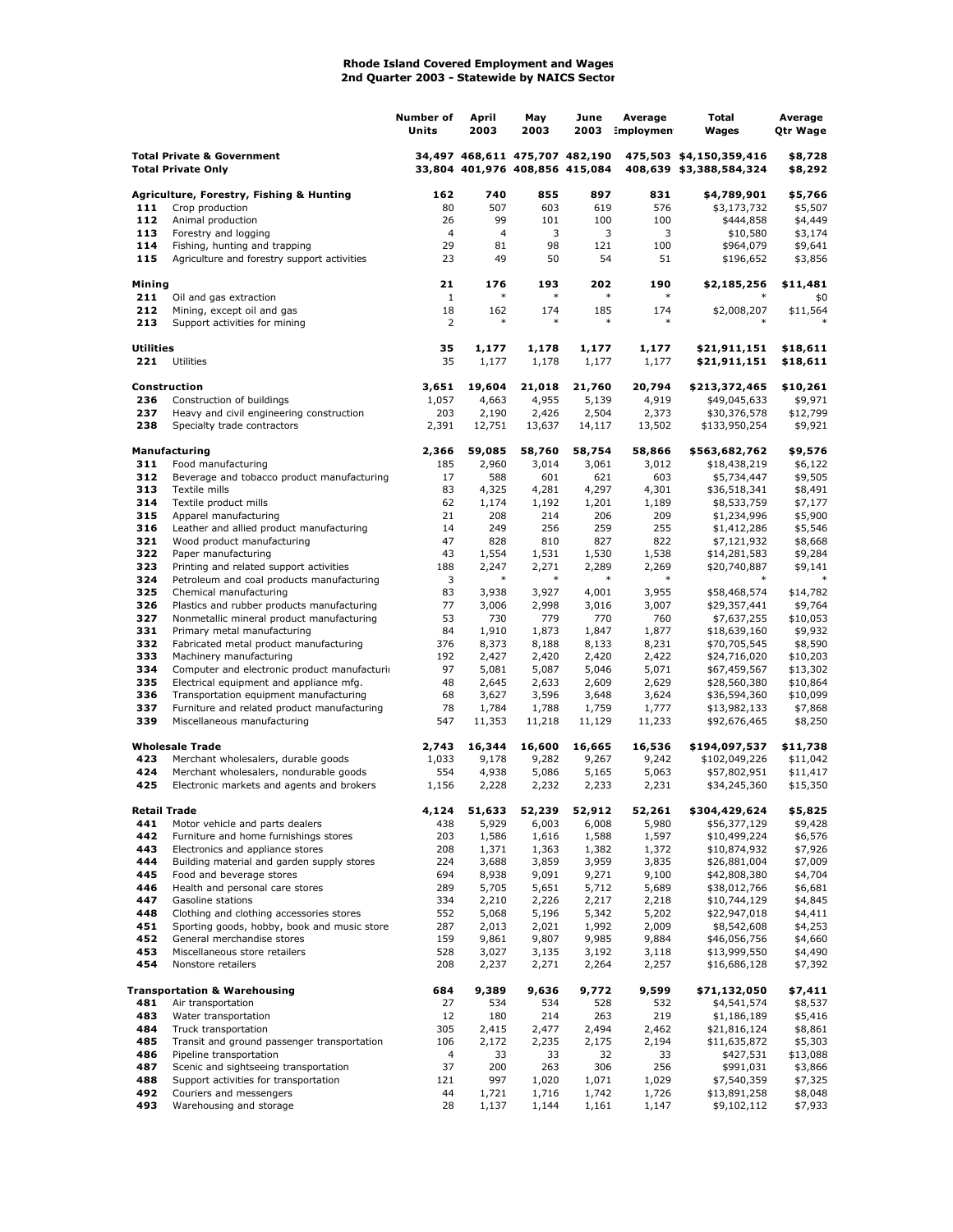**Rhode Island Covered Employment and Wages**
**2nd Quarter 2003 - Statewide by NAICS Sector**

| | | Number of Units | April 2003 | May 2003 | June 2003 | Average Employment | Total Wages | Average Qtr Wage |
|---|---|---|---|---|---|---|---|---|
| **Total Private & Government** | | **34,497** | **468,611** | **475,707** | **482,190** | **475,503** | **$4,150,359,416** | **$8,728** |
| **Total Private Only** | | **33,804** | **401,976** | **408,856** | **415,084** | **408,639** | **$3,388,584,324** | **$8,292** |
| **Agriculture, Forestry, Fishing & Hunting** | | **162** | **740** | **855** | **897** | **831** | **$4,789,901** | **$5,766** |
| **111** | Crop production | 80 | 507 | 603 | 619 | 576 | $3,173,732 | $5,507 |
| **112** | Animal production | 26 | 99 | 101 | 100 | 100 | $444,858 | $4,449 |
| **113** | Forestry and logging | 4 | 4 | 3 | 3 | 3 | $10,580 | $3,174 |
| **114** | Fishing, hunting and trapping | 29 | 81 | 98 | 121 | 100 | $964,079 | $9,641 |
| **115** | Agriculture and forestry support activities | 23 | 49 | 50 | 54 | 51 | $196,652 | $3,856 |
| **Mining** | | **21** | **176** | **193** | **202** | **190** | **$2,185,256** | **$11,481** |
| **211** | Oil and gas extraction | 1 | * | * | * | * | * | $0 |
| **212** | Mining, except oil and gas | 18 | 162 | 174 | 185 | 174 | $2,008,207 | $11,564 |
| **213** | Support activities for mining | 2 | * | * | * | * | * | * |
| **Utilities** | | **35** | **1,177** | **1,178** | **1,177** | **1,177** | **$21,911,151** | **$18,611** |
| **221** | Utilities | 35 | 1,177 | 1,178 | 1,177 | 1,177 | **$21,911,151** | **$18,611** |
| **Construction** | | **3,651** | **19,604** | **21,018** | **21,760** | **20,794** | **$213,372,465** | **$10,261** |
| **236** | Construction of buildings | 1,057 | 4,663 | 4,955 | 5,139 | 4,919 | $49,045,633 | $9,971 |
| **237** | Heavy and civil engineering construction | 203 | 2,190 | 2,426 | 2,504 | 2,373 | $30,376,578 | $12,799 |
| **238** | Specialty trade contractors | 2,391 | 12,751 | 13,637 | 14,117 | 13,502 | $133,950,254 | $9,921 |
| **Manufacturing** | | **2,366** | **59,085** | **58,760** | **58,754** | **58,866** | **$563,682,762** | **$9,576** |
| **311** | Food manufacturing | 185 | 2,960 | 3,014 | 3,061 | 3,012 | $18,438,219 | $6,122 |
| **312** | Beverage and tobacco product manufacturing | 17 | 588 | 601 | 621 | 603 | $5,734,447 | $9,505 |
| **313** | Textile mills | 83 | 4,325 | 4,281 | 4,297 | 4,301 | $36,518,341 | $8,491 |
| **314** | Textile product mills | 62 | 1,174 | 1,192 | 1,201 | 1,189 | $8,533,759 | $7,177 |
| **315** | Apparel manufacturing | 21 | 208 | 214 | 206 | 209 | $1,234,996 | $5,900 |
| **316** | Leather and allied product manufacturing | 14 | 249 | 256 | 259 | 255 | $1,412,286 | $5,546 |
| **321** | Wood product manufacturing | 47 | 828 | 810 | 827 | 822 | $7,121,932 | $8,668 |
| **322** | Paper manufacturing | 43 | 1,554 | 1,531 | 1,530 | 1,538 | $14,281,583 | $9,284 |
| **323** | Printing and related support activities | 188 | 2,247 | 2,271 | 2,289 | 2,269 | $20,740,887 | $9,141 |
| **324** | Petroleum and coal products manufacturing | 3 | * | * | * | * | * | * |
| **325** | Chemical manufacturing | 83 | 3,938 | 3,927 | 4,001 | 3,955 | $58,468,574 | $14,782 |
| **326** | Plastics and rubber products manufacturing | 77 | 3,006 | 2,998 | 3,016 | 3,007 | $29,357,441 | $9,764 |
| **327** | Nonmetallic mineral product manufacturing | 53 | 730 | 779 | 770 | 760 | $7,637,255 | $10,053 |
| **331** | Primary metal manufacturing | 84 | 1,910 | 1,873 | 1,847 | 1,877 | $18,639,160 | $9,932 |
| **332** | Fabricated metal product manufacturing | 376 | 8,373 | 8,188 | 8,133 | 8,231 | $70,705,545 | $8,590 |
| **333** | Machinery manufacturing | 192 | 2,427 | 2,420 | 2,420 | 2,422 | $24,716,020 | $10,203 |
| **334** | Computer and electronic product manufacturing | 97 | 5,081 | 5,087 | 5,046 | 5,071 | $67,459,567 | $13,302 |
| **335** | Electrical equipment and appliance mfg. | 48 | 2,645 | 2,633 | 2,609 | 2,629 | $28,560,380 | $10,864 |
| **336** | Transportation equipment manufacturing | 68 | 3,627 | 3,596 | 3,648 | 3,624 | $36,594,360 | $10,099 |
| **337** | Furniture and related product manufacturing | 78 | 1,784 | 1,788 | 1,759 | 1,777 | $13,982,133 | $7,868 |
| **339** | Miscellaneous manufacturing | 547 | 11,353 | 11,218 | 11,129 | 11,233 | $92,676,465 | $8,250 |
| **Wholesale Trade** | | **2,743** | **16,344** | **16,600** | **16,665** | **16,536** | **$194,097,537** | **$11,738** |
| **423** | Merchant wholesalers, durable goods | 1,033 | 9,178 | 9,282 | 9,267 | 9,242 | $102,049,226 | $11,042 |
| **424** | Merchant wholesalers, nondurable goods | 554 | 4,938 | 5,086 | 5,165 | 5,063 | $57,802,951 | $11,417 |
| **425** | Electronic markets and agents and brokers | 1,156 | 2,228 | 2,232 | 2,233 | 2,231 | $34,245,360 | $15,350 |
| **Retail Trade** | | **4,124** | **51,633** | **52,239** | **52,912** | **52,261** | **$304,429,624** | **$5,825** |
| **441** | Motor vehicle and parts dealers | 438 | 5,929 | 6,003 | 6,008 | 5,980 | $56,377,129 | $9,428 |
| **442** | Furniture and home furnishings stores | 203 | 1,586 | 1,616 | 1,588 | 1,597 | $10,499,224 | $6,576 |
| **443** | Electronics and appliance stores | 208 | 1,371 | 1,363 | 1,382 | 1,372 | $10,874,932 | $7,926 |
| **444** | Building material and garden supply stores | 224 | 3,688 | 3,859 | 3,959 | 3,835 | $26,881,004 | $7,009 |
| **445** | Food and beverage stores | 694 | 8,938 | 9,091 | 9,271 | 9,100 | $42,808,380 | $4,704 |
| **446** | Health and personal care stores | 289 | 5,705 | 5,651 | 5,712 | 5,689 | $38,012,766 | $6,681 |
| **447** | Gasoline stations | 334 | 2,210 | 2,226 | 2,217 | 2,218 | $10,744,129 | $4,845 |
| **448** | Clothing and clothing accessories stores | 552 | 5,068 | 5,196 | 5,342 | 5,202 | $22,947,018 | $4,411 |
| **451** | Sporting goods, hobby, book and music store | 287 | 2,013 | 2,021 | 1,992 | 2,009 | $8,542,608 | $4,253 |
| **452** | General merchandise stores | 159 | 9,861 | 9,807 | 9,985 | 9,884 | $46,056,756 | $4,660 |
| **453** | Miscellaneous store retailers | 528 | 3,027 | 3,135 | 3,192 | 3,118 | $13,999,550 | $4,490 |
| **454** | Nonstore retailers | 208 | 2,237 | 2,271 | 2,264 | 2,257 | $16,686,128 | $7,392 |
| **Transportation & Warehousing** | | **684** | **9,389** | **9,636** | **9,772** | **9,599** | **$71,132,050** | **$7,411** |
| **481** | Air transportation | 27 | 534 | 534 | 528 | 532 | $4,541,574 | $8,537 |
| **483** | Water transportation | 12 | 180 | 214 | 263 | 219 | $1,186,189 | $5,416 |
| **484** | Truck transportation | 305 | 2,415 | 2,477 | 2,494 | 2,462 | $21,816,124 | $8,861 |
| **485** | Transit and ground passenger transportation | 106 | 2,172 | 2,235 | 2,175 | 2,194 | $11,635,872 | $5,303 |
| **486** | Pipeline transportation | 4 | 33 | 33 | 32 | 33 | $427,531 | $13,088 |
| **487** | Scenic and sightseeing transportation | 37 | 200 | 263 | 306 | 256 | $991,031 | $3,866 |
| **488** | Support activities for transportation | 121 | 997 | 1,020 | 1,071 | 1,029 | $7,540,359 | $7,325 |
| **492** | Couriers and messengers | 44 | 1,721 | 1,716 | 1,742 | 1,726 | $13,891,258 | $8,048 |
| **493** | Warehousing and storage | 28 | 1,137 | 1,144 | 1,161 | 1,147 | $9,102,112 | $7,933 |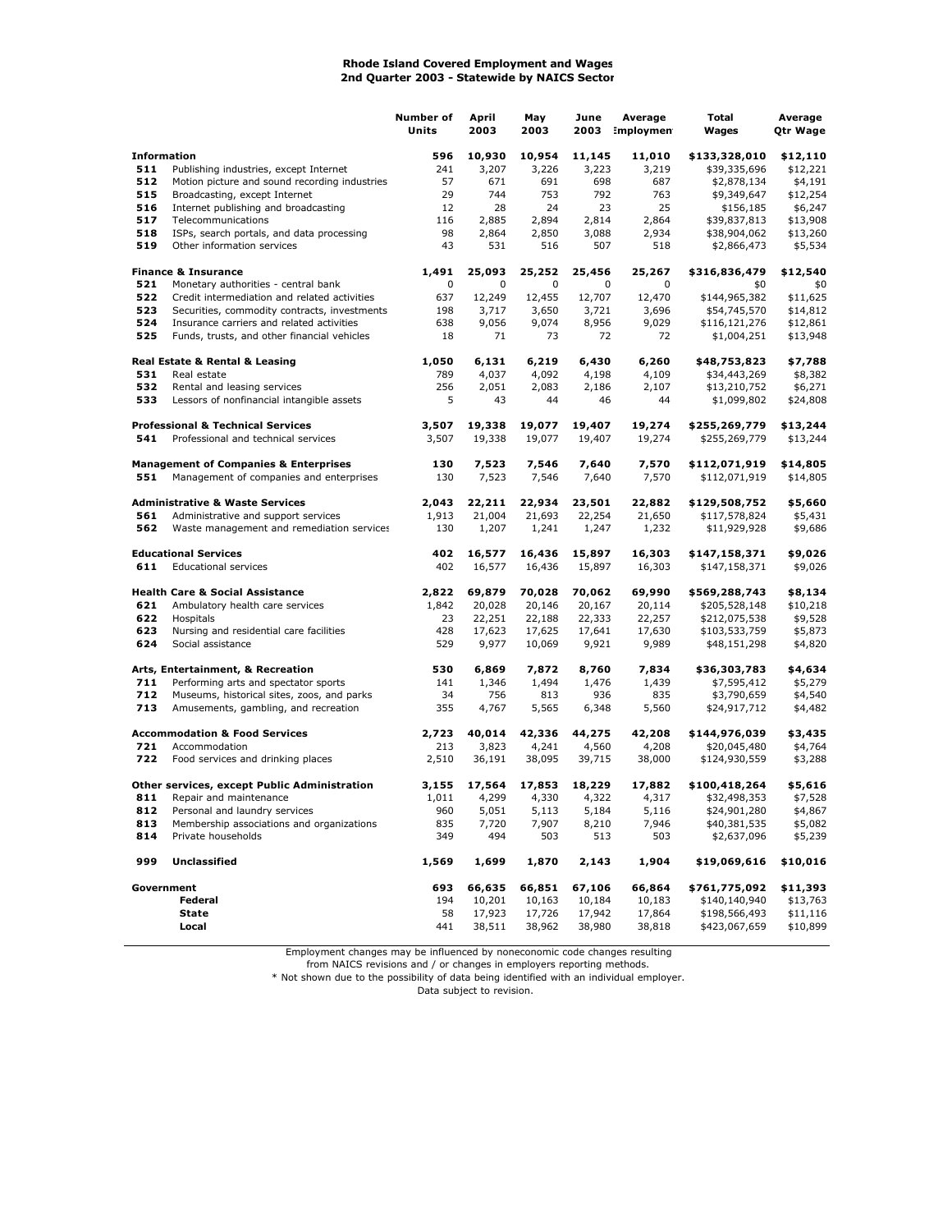**Rhode Island Covered Employment and Wages**
**2nd Quarter 2003 - Statewide by NAICS Sector**

| | | Number of Units | April 2003 | May 2003 | June 2003 | Average Employment | Total Wages | Average Qtr Wage |
|---|---|---|---|---|---|---|---|---|
| **Information** | | **596** | **10,930** | **10,954** | **11,145** | **11,010** | **$133,328,010** | **$12,110** |
| **511** | Publishing industries, except Internet | 241 | 3,207 | 3,226 | 3,223 | 3,219 | $39,335,696 | $12,221 |
| **512** | Motion picture and sound recording industries | 57 | 671 | 691 | 698 | 687 | $2,878,134 | $4,191 |
| **515** | Broadcasting, except Internet | 29 | 744 | 753 | 792 | 763 | $9,349,647 | $12,254 |
| **516** | Internet publishing and broadcasting | 12 | 28 | 24 | 23 | 25 | $156,185 | $6,247 |
| **517** | Telecommunications | 116 | 2,885 | 2,894 | 2,814 | 2,864 | $39,837,813 | $13,908 |
| **518** | ISPs, search portals, and data processing | 98 | 2,864 | 2,850 | 3,088 | 2,934 | $38,904,062 | $13,260 |
| **519** | Other information services | 43 | 531 | 516 | 507 | 518 | $2,866,473 | $5,534 |
| **Finance & Insurance** | | **1,491** | **25,093** | **25,252** | **25,456** | **25,267** | **$316,836,479** | **$12,540** |
| **521** | Monetary authorities - central bank | 0 | 0 | 0 | 0 | 0 | $0 | $0 |
| **522** | Credit intermediation and related activities | 637 | 12,249 | 12,455 | 12,707 | 12,470 | $144,965,382 | $11,625 |
| **523** | Securities, commodity contracts, investments | 198 | 3,717 | 3,650 | 3,721 | 3,696 | $54,745,570 | $14,812 |
| **524** | Insurance carriers and related activities | 638 | 9,056 | 9,074 | 8,956 | 9,029 | $116,121,276 | $12,861 |
| **525** | Funds, trusts, and other financial vehicles | 18 | 71 | 73 | 72 | 72 | $1,004,251 | $13,948 |
| **Real Estate & Rental & Leasing** | | **1,050** | **6,131** | **6,219** | **6,430** | **6,260** | **$48,753,823** | **$7,788** |
| **531** | Real estate | 789 | 4,037 | 4,092 | 4,198 | 4,109 | $34,443,269 | $8,382 |
| **532** | Rental and leasing services | 256 | 2,051 | 2,083 | 2,186 | 2,107 | $13,210,752 | $6,271 |
| **533** | Lessors of nonfinancial intangible assets | 5 | 43 | 44 | 46 | 44 | $1,099,802 | $24,808 |
| **Professional & Technical Services** | | **3,507** | **19,338** | **19,077** | **19,407** | **19,274** | **$255,269,779** | **$13,244** |
| **541** | Professional and technical services | 3,507 | 19,338 | 19,077 | 19,407 | 19,274 | $255,269,779 | $13,244 |
| **Management of Companies & Enterprises** | | **130** | **7,523** | **7,546** | **7,640** | **7,570** | **$112,071,919** | **$14,805** |
| **551** | Management of companies and enterprises | 130 | 7,523 | 7,546 | 7,640 | 7,570 | $112,071,919 | $14,805 |
| **Administrative & Waste Services** | | **2,043** | **22,211** | **22,934** | **23,501** | **22,882** | **$129,508,752** | **$5,660** |
| **561** | Administrative and support services | 1,913 | 21,004 | 21,693 | 22,254 | 21,650 | $117,578,824 | $5,431 |
| **562** | Waste management and remediation services | 130 | 1,207 | 1,241 | 1,247 | 1,232 | $11,929,928 | $9,686 |
| **Educational Services** | | **402** | **16,577** | **16,436** | **15,897** | **16,303** | **$147,158,371** | **$9,026** |
| **611** | Educational services | 402 | 16,577 | 16,436 | 15,897 | 16,303 | $147,158,371 | $9,026 |
| **Health Care & Social Assistance** | | **2,822** | **69,879** | **70,028** | **70,062** | **69,990** | **$569,288,743** | **$8,134** |
| **621** | Ambulatory health care services | 1,842 | 20,028 | 20,146 | 20,167 | 20,114 | $205,528,148 | $10,218 |
| **622** | Hospitals | 23 | 22,251 | 22,188 | 22,333 | 22,257 | $212,075,538 | $9,528 |
| **623** | Nursing and residential care facilities | 428 | 17,623 | 17,625 | 17,641 | 17,630 | $103,533,759 | $5,873 |
| **624** | Social assistance | 529 | 9,977 | 10,069 | 9,921 | 9,989 | $48,151,298 | $4,820 |
| **Arts, Entertainment, & Recreation** | | **530** | **6,869** | **7,872** | **8,760** | **7,834** | **$36,303,783** | **$4,634** |
| **711** | Performing arts and spectator sports | 141 | 1,346 | 1,494 | 1,476 | 1,439 | $7,595,412 | $5,279 |
| **712** | Museums, historical sites, zoos, and parks | 34 | 756 | 813 | 936 | 835 | $3,790,659 | $4,540 |
| **713** | Amusements, gambling, and recreation | 355 | 4,767 | 5,565 | 6,348 | 5,560 | $24,917,712 | $4,482 |
| **Accommodation & Food Services** | | **2,723** | **40,014** | **42,336** | **44,275** | **42,208** | **$144,976,039** | **$3,435** |
| **721** | Accommodation | 213 | 3,823 | 4,241 | 4,560 | 4,208 | $20,045,480 | $4,764 |
| **722** | Food services and drinking places | 2,510 | 36,191 | 38,095 | 39,715 | 38,000 | $124,930,559 | $3,288 |
| **Other services, except Public Administration** | | **3,155** | **17,564** | **17,853** | **18,229** | **17,882** | **$100,418,264** | **$5,616** |
| **811** | Repair and maintenance | 1,011 | 4,299 | 4,330 | 4,322 | 4,317 | $32,498,353 | $7,528 |
| **812** | Personal and laundry services | 960 | 5,051 | 5,113 | 5,184 | 5,116 | $24,901,280 | $4,867 |
| **813** | Membership associations and organizations | 835 | 7,720 | 7,907 | 8,210 | 7,946 | $40,381,535 | $5,082 |
| **814** | Private households | 349 | 494 | 503 | 513 | 503 | $2,637,096 | $5,239 |
| **999** | **Unclassified** | **1,569** | **1,699** | **1,870** | **2,143** | **1,904** | **$19,069,616** | **$10,016** |
| **Government** | | **693** | **66,635** | **66,851** | **67,106** | **66,864** | **$761,775,092** | **$11,393** |
| | **Federal** | 194 | 10,201 | 10,163 | 10,184 | 10,183 | $140,140,940 | $13,763 |
| | **State** | 58 | 17,923 | 17,726 | 17,942 | 17,864 | $198,566,493 | $11,116 |
| | **Local** | 441 | 38,511 | 38,962 | 38,980 | 38,818 | $423,067,659 | $10,899 |

Employment changes may be influenced by noneconomic code changes resulting from NAICS revisions and / or changes in employers reporting methods.

* Not shown due to the possibility of data being identified with an individual employer.

Data subject to revision.